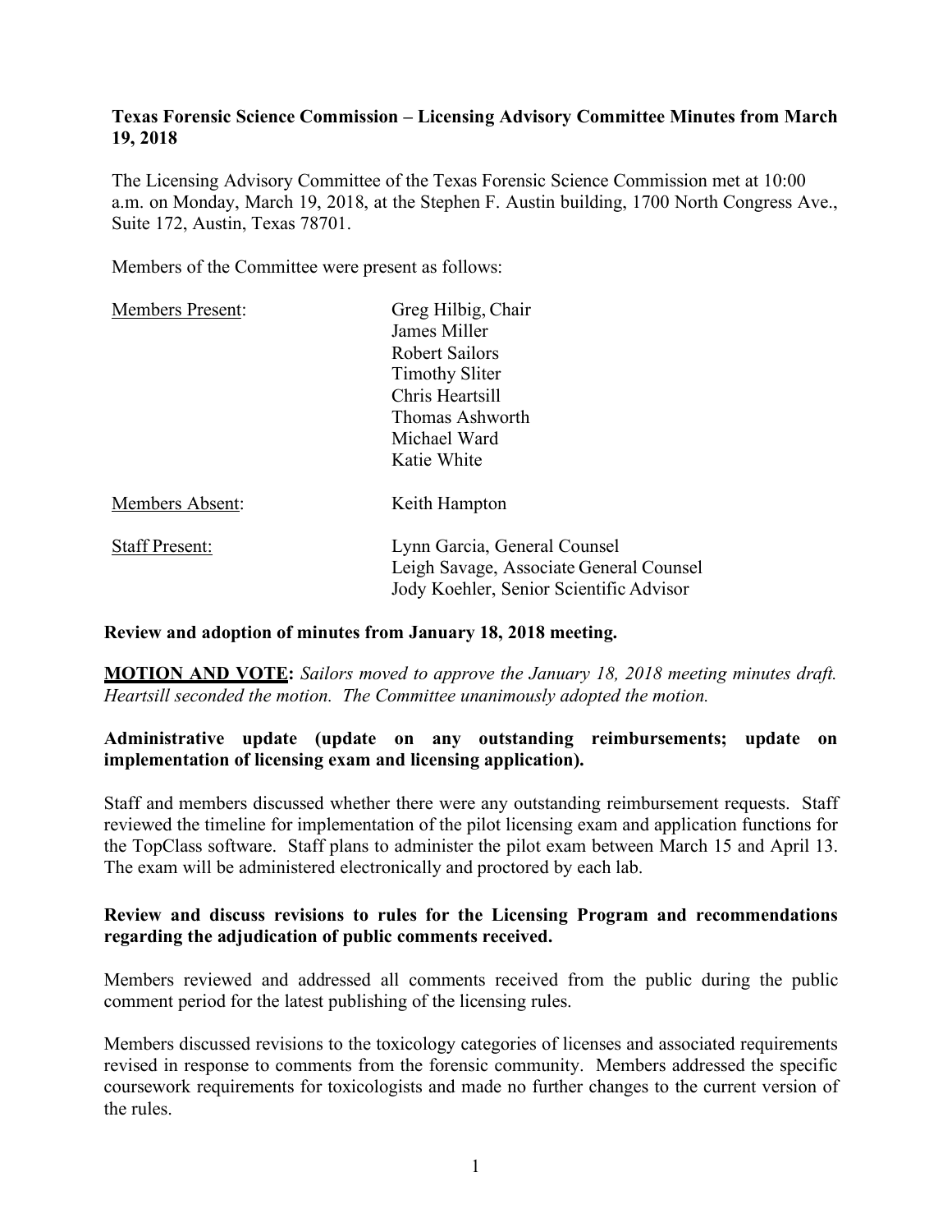**Texas Forensic Science Commission – Licensing Advisory Committee Minutes from March 19, 2018**

The Licensing Advisory Committee of the Texas Forensic Science Commission met at 10:00 a.m. on Monday, March 19, 2018, at the Stephen F. Austin building, 1700 North Congress Ave., Suite 172, Austin, Texas 78701.

Members of the Committee were present as follows:

| | |
|---|---|
| Members Present: | Greg Hilbig, Chair<br>James Miller<br>Robert Sailors<br>Timothy Sliter<br>Chris Heartsill<br>Thomas Ashworth<br>Michael Ward<br>Katie White |
| Members Absent: | Keith Hampton |
| Staff Present: | Lynn Garcia, General Counsel<br>Leigh Savage, Associate General Counsel<br>Jody Koehler, Senior Scientific Advisor |

**Review and adoption of minutes from January 18, 2018 meeting.**

**MOTION AND VOTE:** *Sailors moved to approve the January 18, 2018 meeting minutes draft. Heartsill seconded the motion. The Committee unanimously adopted the motion.*

**Administrative update (update on any outstanding reimbursements; update on implementation of licensing exam and licensing application).**

Staff and members discussed whether there were any outstanding reimbursement requests. Staff reviewed the timeline for implementation of the pilot licensing exam and application functions for the TopClass software. Staff plans to administer the pilot exam between March 15 and April 13. The exam will be administered electronically and proctored by each lab.

**Review and discuss revisions to rules for the Licensing Program and recommendations regarding the adjudication of public comments received.**

Members reviewed and addressed all comments received from the public during the public comment period for the latest publishing of the licensing rules.

Members discussed revisions to the toxicology categories of licenses and associated requirements revised in response to comments from the forensic community. Members addressed the specific coursework requirements for toxicologists and made no further changes to the current version of the rules.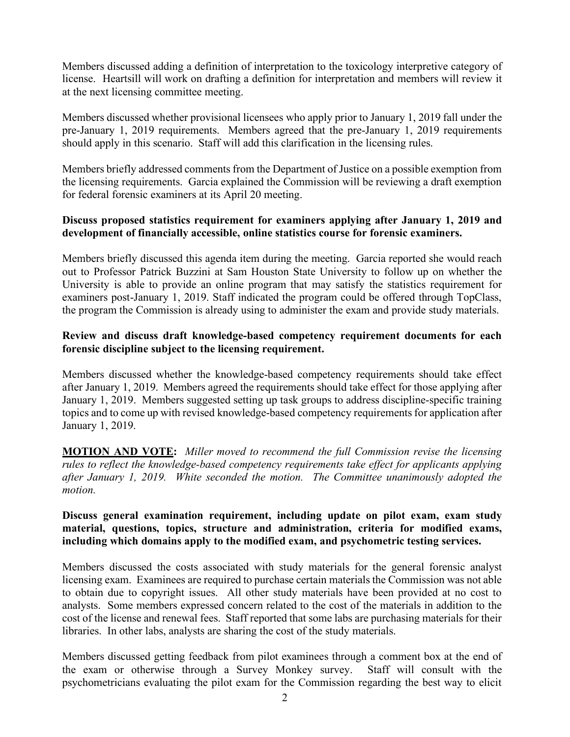Members discussed adding a definition of interpretation to the toxicology interpretive category of license. Heartsill will work on drafting a definition for interpretation and members will review it at the next licensing committee meeting.

Members discussed whether provisional licensees who apply prior to January 1, 2019 fall under the pre-January 1, 2019 requirements. Members agreed that the pre-January 1, 2019 requirements should apply in this scenario. Staff will add this clarification in the licensing rules.

Members briefly addressed comments from the Department of Justice on a possible exemption from the licensing requirements. Garcia explained the Commission will be reviewing a draft exemption for federal forensic examiners at its April 20 meeting.

**Discuss proposed statistics requirement for examiners applying after January 1, 2019 and development of financially accessible, online statistics course for forensic examiners.**

Members briefly discussed this agenda item during the meeting. Garcia reported she would reach out to Professor Patrick Buzzini at Sam Houston State University to follow up on whether the University is able to provide an online program that may satisfy the statistics requirement for examiners post-January 1, 2019. Staff indicated the program could be offered through TopClass, the program the Commission is already using to administer the exam and provide study materials.

**Review and discuss draft knowledge-based competency requirement documents for each forensic discipline subject to the licensing requirement.**

Members discussed whether the knowledge-based competency requirements should take effect after January 1, 2019. Members agreed the requirements should take effect for those applying after January 1, 2019. Members suggested setting up task groups to address discipline-specific training topics and to come up with revised knowledge-based competency requirements for application after January 1, 2019.

**MOTION AND VOTE:** *Miller moved to recommend the full Commission revise the licensing rules to reflect the knowledge-based competency requirements take effect for applicants applying after January 1, 2019. White seconded the motion. The Committee unanimously adopted the motion.*

**Discuss general examination requirement, including update on pilot exam, exam study material, questions, topics, structure and administration, criteria for modified exams, including which domains apply to the modified exam, and psychometric testing services.**

Members discussed the costs associated with study materials for the general forensic analyst licensing exam. Examinees are required to purchase certain materials the Commission was not able to obtain due to copyright issues. All other study materials have been provided at no cost to analysts. Some members expressed concern related to the cost of the materials in addition to the cost of the license and renewal fees. Staff reported that some labs are purchasing materials for their libraries. In other labs, analysts are sharing the cost of the study materials.

Members discussed getting feedback from pilot examinees through a comment box at the end of the exam or otherwise through a Survey Monkey survey. Staff will consult with the psychometricians evaluating the pilot exam for the Commission regarding the best way to elicit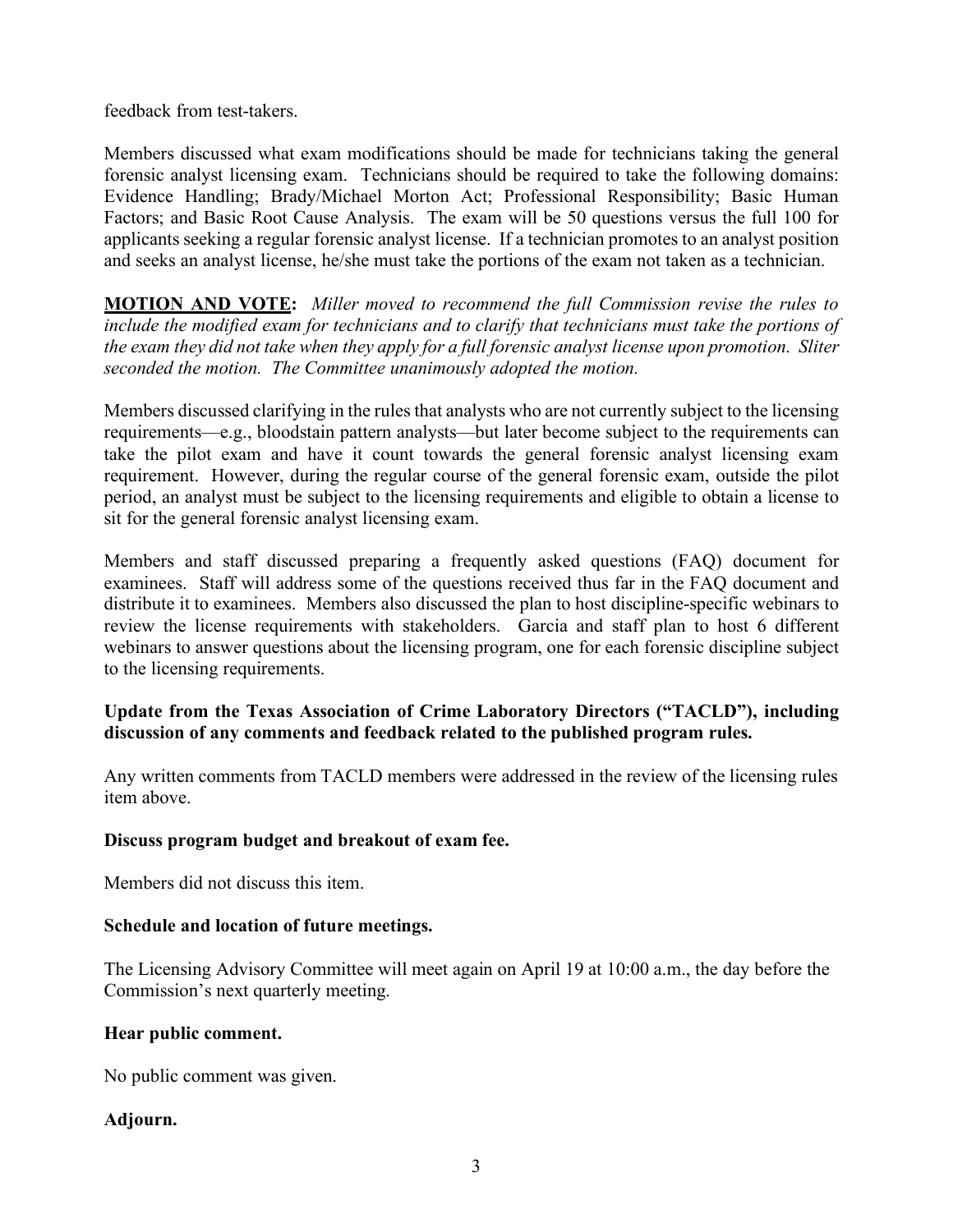feedback from test-takers.

Members discussed what exam modifications should be made for technicians taking the general forensic analyst licensing exam. Technicians should be required to take the following domains: Evidence Handling; Brady/Michael Morton Act; Professional Responsibility; Basic Human Factors; and Basic Root Cause Analysis. The exam will be 50 questions versus the full 100 for applicants seeking a regular forensic analyst license. If a technician promotes to an analyst position and seeks an analyst license, he/she must take the portions of the exam not taken as a technician.

**MOTION AND VOTE:** *Miller moved to recommend the full Commission revise the rules to include the modified exam for technicians and to clarify that technicians must take the portions of the exam they did not take when they apply for a full forensic analyst license upon promotion. Sliter seconded the motion. The Committee unanimously adopted the motion.*

Members discussed clarifying in the rules that analysts who are not currently subject to the licensing requirements—e.g., bloodstain pattern analysts—but later become subject to the requirements can take the pilot exam and have it count towards the general forensic analyst licensing exam requirement. However, during the regular course of the general forensic exam, outside the pilot period, an analyst must be subject to the licensing requirements and eligible to obtain a license to sit for the general forensic analyst licensing exam.

Members and staff discussed preparing a frequently asked questions (FAQ) document for examinees. Staff will address some of the questions received thus far in the FAQ document and distribute it to examinees. Members also discussed the plan to host discipline-specific webinars to review the license requirements with stakeholders. Garcia and staff plan to host 6 different webinars to answer questions about the licensing program, one for each forensic discipline subject to the licensing requirements.

**Update from the Texas Association of Crime Laboratory Directors ("TACLD"), including discussion of any comments and feedback related to the published program rules.**

Any written comments from TACLD members were addressed in the review of the licensing rules item above.

**Discuss program budget and breakout of exam fee.**

Members did not discuss this item.

**Schedule and location of future meetings.**

The Licensing Advisory Committee will meet again on April 19 at 10:00 a.m., the day before the Commission's next quarterly meeting.

**Hear public comment.**

No public comment was given.

**Adjourn.**